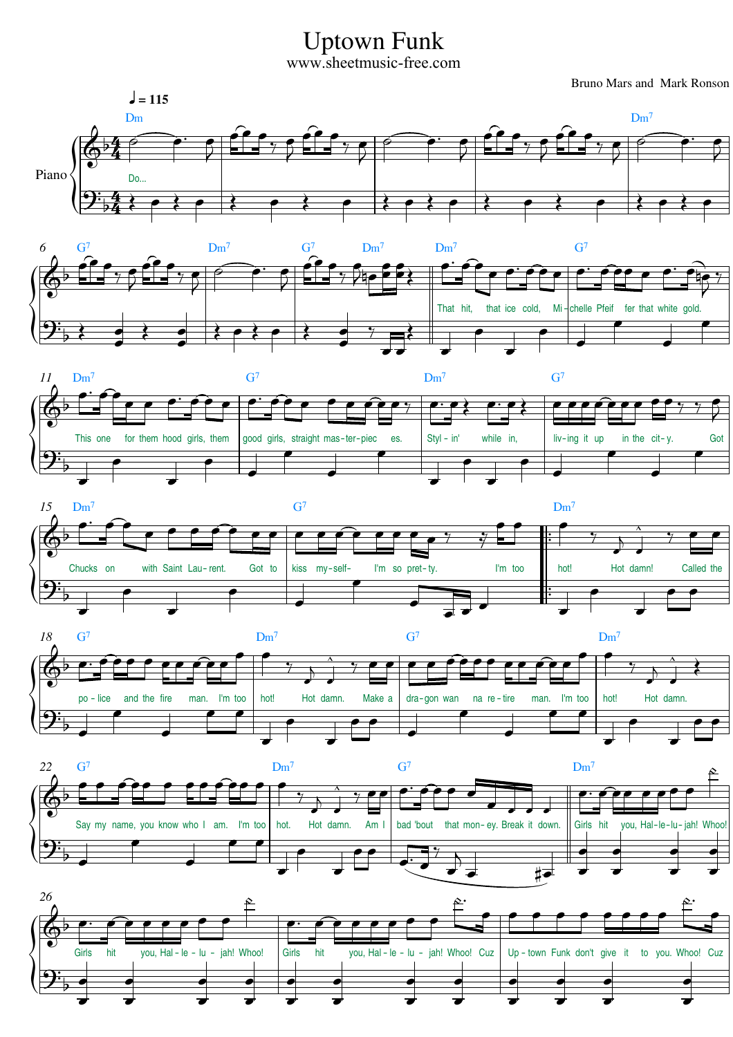# Uptown Funk

www.sheetmusic-free.com

Bruno Mars and Mark Ronson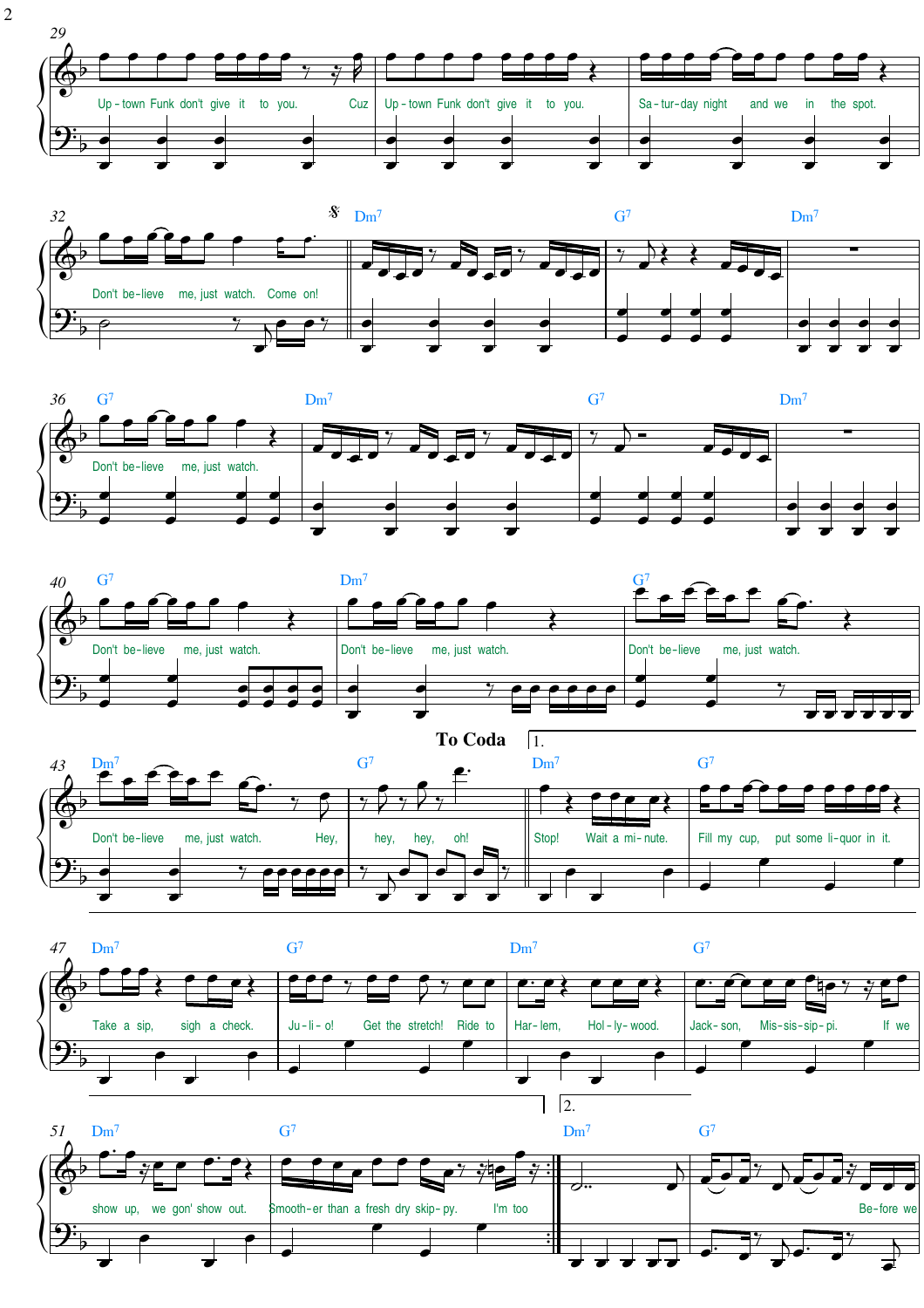**29**

Up - town Funk don't give it to you. Cuz Up - town Funk don't give it to you. Sa - tur - day night and we in the spot.

**32**

Don't be - lieve me, just watch. Come on!

Dm7 G7 Dm7

**36**

G7 Dm7 G7 Dm7

Don't be - lieve me, just watch.

**40**

G7 Dm7 G7

Don't be - lieve me, just watch. Don't be - lieve me, just watch. Don't be - lieve me, just watch.

**43**

Dm7 G7 **To Coda** 1. Dm7 G7

Don't be - lieve me, just watch. Hey, hey, hey, oh! Stop! Wait a mi - nute. Fill my cup, put some li - quor in it.

**47**

Dm7 G7 Dm7 G7

Take a sip, sigh a check. Ju - li - o! Get the stretch! Ride to Har - lem, Hol - ly - wood. Jack - son, Mis - sis - sip - pi. If we

**51**

Dm7 G7 2. Dm7 G7

show up, we gon' show out. Smooth - er than a fresh dry skip - py. I'm too Be - fore we